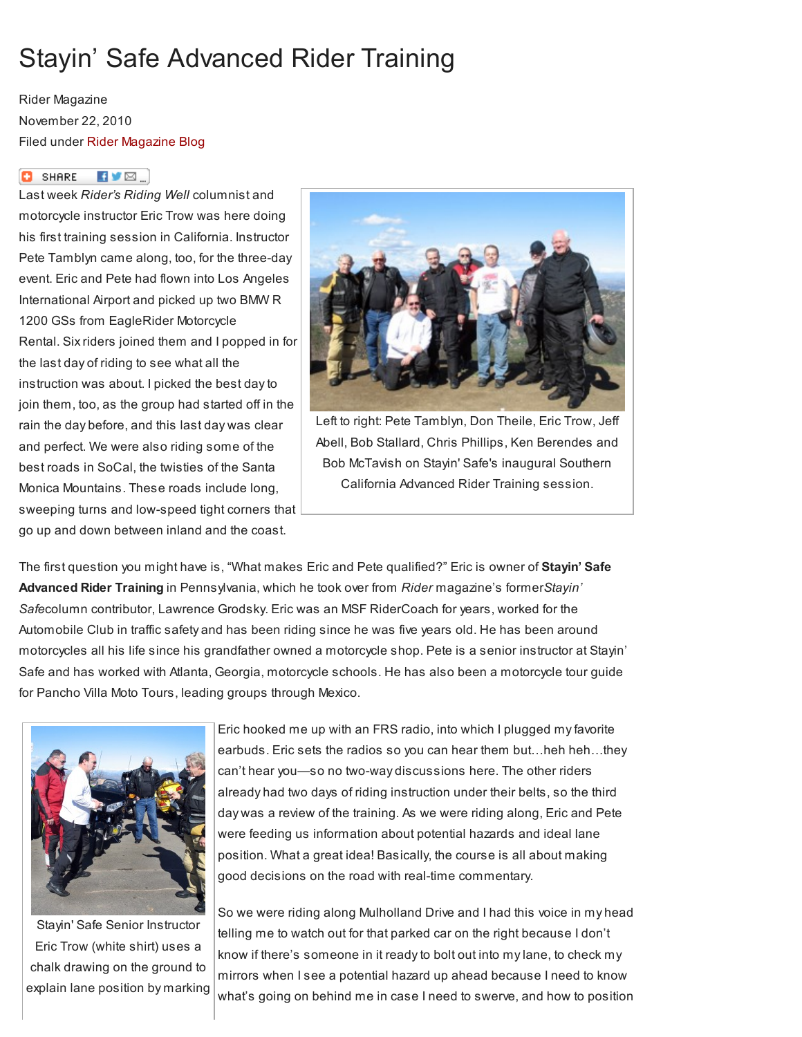# Stayin' Safe Advanced Rider Training

Rider Magazine
November 22, 2010
Filed under Rider Magazine Blog

Last week *Rider's Riding Well* columnist and motorcycle instructor Eric Trow was here doing his first training session in California. Instructor Pete Tamblyn came along, too, for the three-day event. Eric and Pete had flown into Los Angeles International Airport and picked up two BMW R 1200 GSs from EagleRider Motorcycle Rental. Six riders joined them and I popped in for the last day of riding to see what all the instruction was about. I picked the best day to join them, too, as the group had started off in the rain the day before, and this last day was clear and perfect. We were also riding some of the best roads in SoCal, the twisties of the Santa Monica Mountains. These roads include long, sweeping turns and low-speed tight corners that go up and down between inland and the coast.

Left to right: Pete Tamblyn, Don Theile, Eric Trow, Jeff Abell, Bob Stallard, Chris Phillips, Ken Berendes and Bob McTavish on Stayin' Safe's inaugural Southern California Advanced Rider Training session.

The first question you might have is, "What makes Eric and Pete qualified?" Eric is owner of **Stayin' Safe Advanced Rider Training** in Pennsylvania, which he took over from *Rider* magazine's former *Stayin' Safe* column contributor, Lawrence Grodsky. Eric was an MSF RiderCoach for years, worked for the Automobile Club in traffic safety and has been riding since he was five years old. He has been around motorcycles all his life since his grandfather owned a motorcycle shop. Pete is a senior instructor at Stayin' Safe and has worked with Atlanta, Georgia, motorcycle schools. He has also been a motorcycle tour guide for Pancho Villa Moto Tours, leading groups through Mexico.

Stayin' Safe Senior Instructor Eric Trow (white shirt) uses a chalk drawing on the ground to explain lane position by marking

Eric hooked me up with an FRS radio, into which I plugged my favorite earbuds. Eric sets the radios so you can hear them but…heh heh…they can't hear you—so no two-way discussions here. The other riders already had two days of riding instruction under their belts, so the third day was a review of the training. As we were riding along, Eric and Pete were feeding us information about potential hazards and ideal lane position. What a great idea! Basically, the course is all about making good decisions on the road with real-time commentary.

So we were riding along Mulholland Drive and I had this voice in my head telling me to watch out for that parked car on the right because I don't know if there's someone in it ready to bolt out into my lane, to check my mirrors when I see a potential hazard up ahead because I need to know what's going on behind me in case I need to swerve, and how to position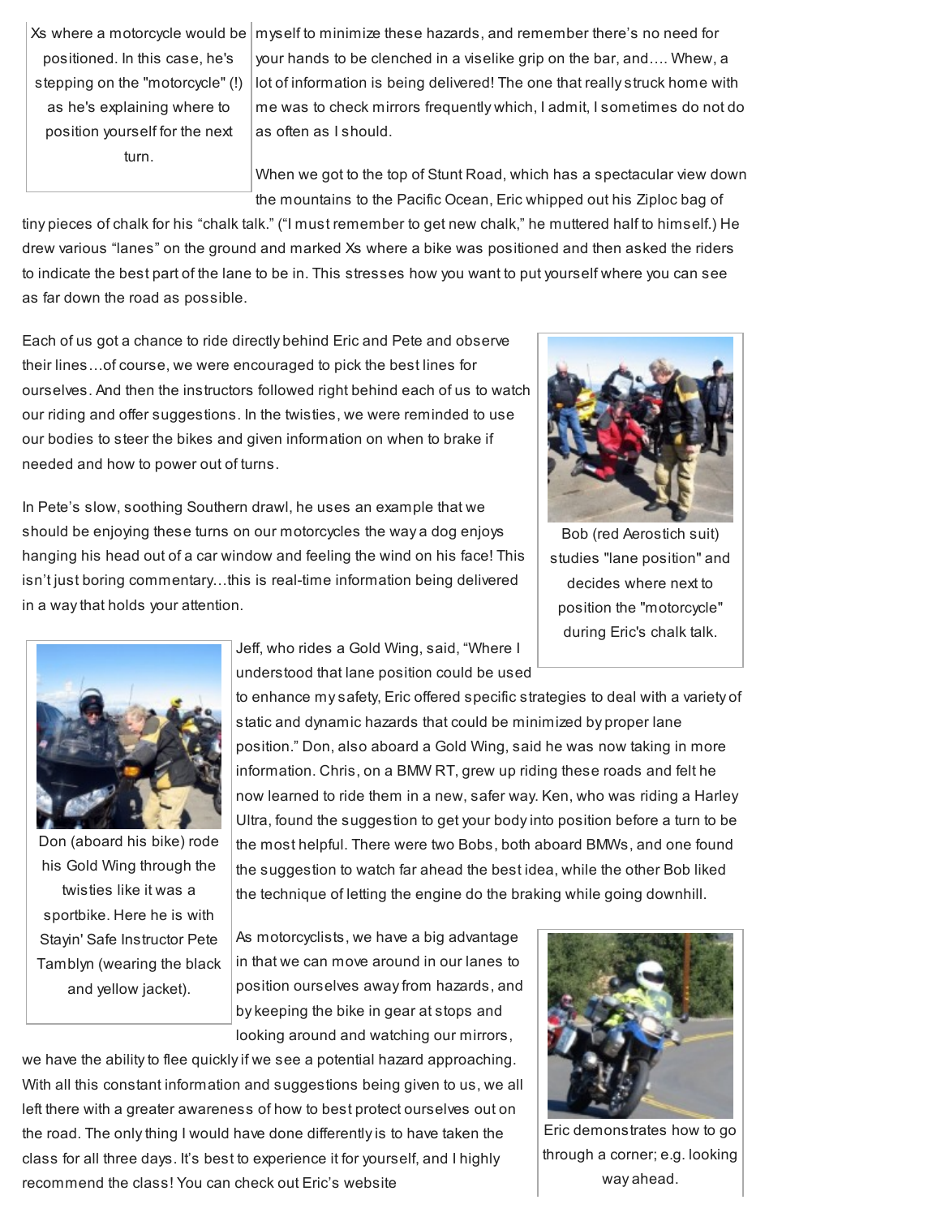Xs where a motorcycle would be positioned. In this case, he's stepping on the "motorcycle" (!) as he's explaining where to position yourself for the next turn.

myself to minimize these hazards, and remember there's no need for your hands to be clenched in a viselike grip on the bar, and…. Whew, a lot of information is being delivered! The one that really struck home with me was to check mirrors frequently which, I admit, I sometimes do not do as often as I should.

When we got to the top of Stunt Road, which has a spectacular view down the mountains to the Pacific Ocean, Eric whipped out his Ziploc bag of tiny pieces of chalk for his "chalk talk." ("I must remember to get new chalk," he muttered half to himself.) He drew various "lanes" on the ground and marked Xs where a bike was positioned and then asked the riders to indicate the best part of the lane to be in. This stresses how you want to put yourself where you can see as far down the road as possible.

Each of us got a chance to ride directly behind Eric and Pete and observe their lines…of course, we were encouraged to pick the best lines for ourselves. And then the instructors followed right behind each of us to watch our riding and offer suggestions. In the twisties, we were reminded to use our bodies to steer the bikes and given information on when to brake if needed and how to power out of turns.

Bob (red Aerostich suit) studies "lane position" and decides where next to position the "motorcycle" during Eric's chalk talk.

In Pete's slow, soothing Southern drawl, he uses an example that we should be enjoying these turns on our motorcycles the way a dog enjoys hanging his head out of a car window and feeling the wind on his face! This isn't just boring commentary…this is real-time information being delivered in a way that holds your attention.

Jeff, who rides a Gold Wing, said, "Where I understood that lane position could be used to enhance my safety, Eric offered specific strategies to deal with a variety of static and dynamic hazards that could be minimized by proper lane position." Don, also aboard a Gold Wing, said he was now taking in more information. Chris, on a BMW RT, grew up riding these roads and felt he now learned to ride them in a new, safer way. Ken, who was riding a Harley Ultra, found the suggestion to get your body into position before a turn to be the most helpful. There were two Bobs, both aboard BMWs, and one found the suggestion to watch far ahead the best idea, while the other Bob liked the technique of letting the engine do the braking while going downhill.

Don (aboard his bike) rode his Gold Wing through the twisties like it was a sportbike. Here he is with Stayin' Safe Instructor Pete Tamblyn (wearing the black and yellow jacket).

As motorcyclists, we have a big advantage in that we can move around in our lanes to position ourselves away from hazards, and by keeping the bike in gear at stops and looking around and watching our mirrors, we have the ability to flee quickly if we see a potential hazard approaching. With all this constant information and suggestions being given to us, we all left there with a greater awareness of how to best protect ourselves out on the road. The only thing I would have done differently is to have taken the class for all three days. It's best to experience it for yourself, and I highly recommend the class! You can check out Eric's website

Eric demonstrates how to go through a corner; e.g. looking way ahead.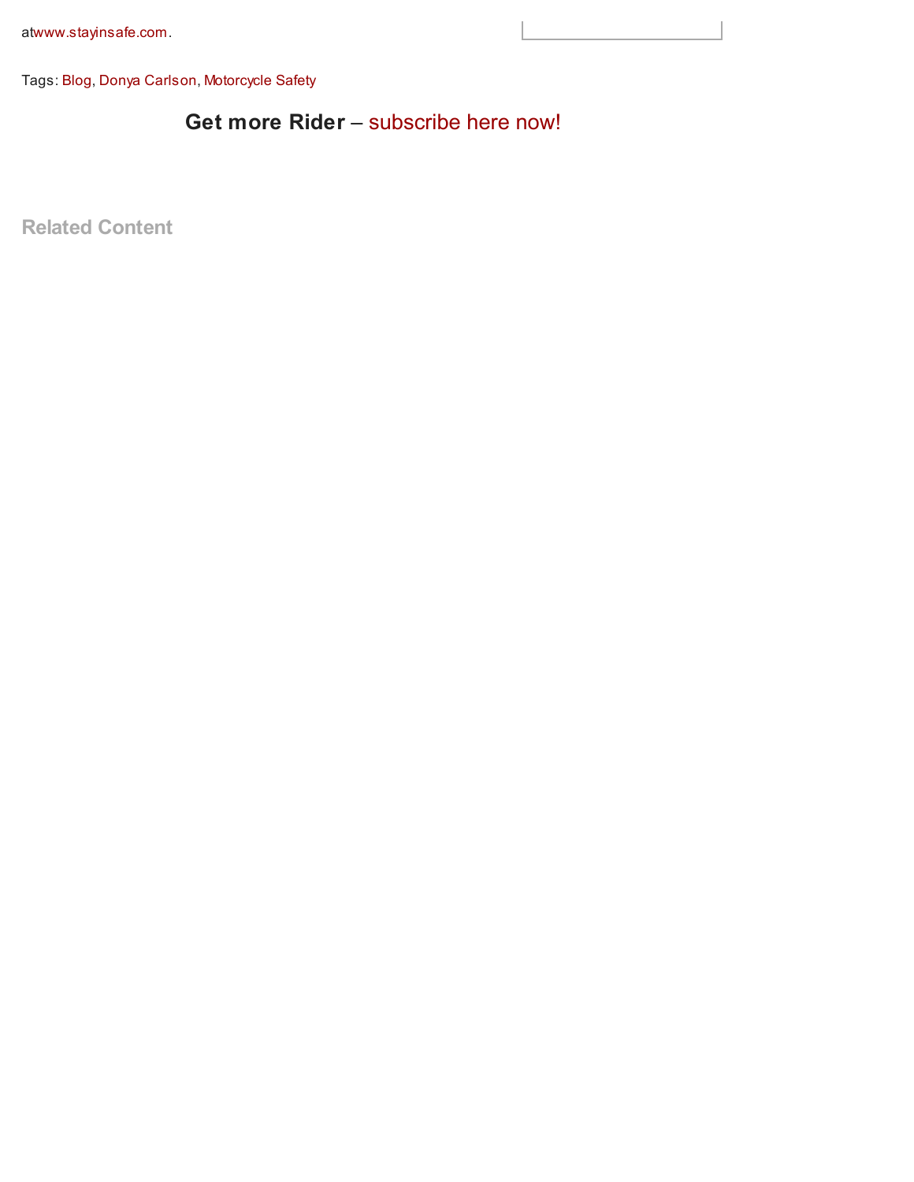atwww.stayinsafe.com.

Tags: Blog, Donya Carlson, Motorcycle Safety

**Get more Rider** – subscribe here now!

## Related Content